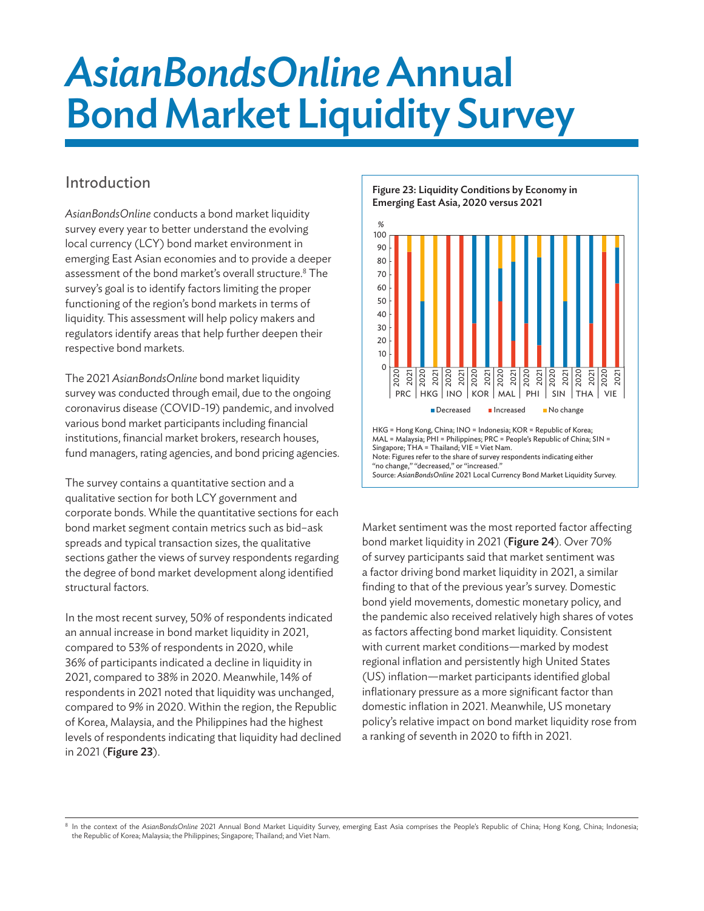# *AsianBondsOnline* Annual Bond Market Liquidity Survey

## Introduction

*AsianBondsOnline* conducts a bond market liquidity survey every year to better understand the evolving local currency (LCY) bond market environment in emerging East Asian economies and to provide a deeper assessment of the bond market's overall structure.[8] The survey's goal is to identify factors limiting the proper functioning of the region's bond markets in terms of liquidity. This assessment will help policy makers and regulators identify areas that help further deepen their respective bond markets.

The 2021 *AsianBondsOnline* bond market liquidity survey was conducted through email, due to the ongoing coronavirus disease (COVID-19) pandemic, and involved various bond market participants including financial institutions, financial market brokers, research houses, fund managers, rating agencies, and bond pricing agencies.

The survey contains a quantitative section and a qualitative section for both LCY government and corporate bonds. While the quantitative sections for each bond market segment contain metrics such as bid–ask spreads and typical transaction sizes, the qualitative sections gather the views of survey respondents regarding the degree of bond market development along identified structural factors.

In the most recent survey, 50% of respondents indicated an annual increase in bond market liquidity in 2021, compared to 53% of respondents in 2020, while 36% of participants indicated a decline in liquidity in 2021, compared to 38% in 2020. Meanwhile, 14% of respondents in 2021 noted that liquidity was unchanged, compared to 9% in 2020. Within the region, the Republic of Korea, Malaysia, and the Philippines had the highest levels of respondents indicating that liquidity had declined in 2021 (**Figure 23**).

**Figure 23: Liquidity Conditions by Economy in Emerging East Asia, 2020 versus 2021**

HKG = Hong Kong, China; INO = Indonesia; KOR = Republic of Korea; MAL = Malaysia; PHI = Philippines; PRC = People's Republic of China; SIN = Singapore; THA = Thailand; VIE = Viet Nam.

Note: Figures refer to the share of survey respondents indicating either "no change," "decreased," or "increased."

Source: *AsianBondsOnline* 2021 Local Currency Bond Market Liquidity Survey.

Market sentiment was the most reported factor affecting bond market liquidity in 2021 (**Figure 24**). Over 70% of survey participants said that market sentiment was a factor driving bond market liquidity in 2021, a similar finding to that of the previous year's survey. Domestic bond yield movements, domestic monetary policy, and the pandemic also received relatively high shares of votes as factors affecting bond market liquidity. Consistent with current market conditions—marked by modest regional inflation and persistently high United States (US) inflation—market participants identified global inflationary pressure as a more significant factor than domestic inflation in 2021. Meanwhile, US monetary policy's relative impact on bond market liquidity rose from a ranking of seventh in 2020 to fifth in 2021.

[8] In the context of the *AsianBondsOnline* 2021 Annual Bond Market Liquidity Survey, emerging East Asia comprises the People's Republic of China; Hong Kong, China; Indonesia; the Republic of Korea; Malaysia; the Philippines; Singapore; Thailand; and Viet Nam.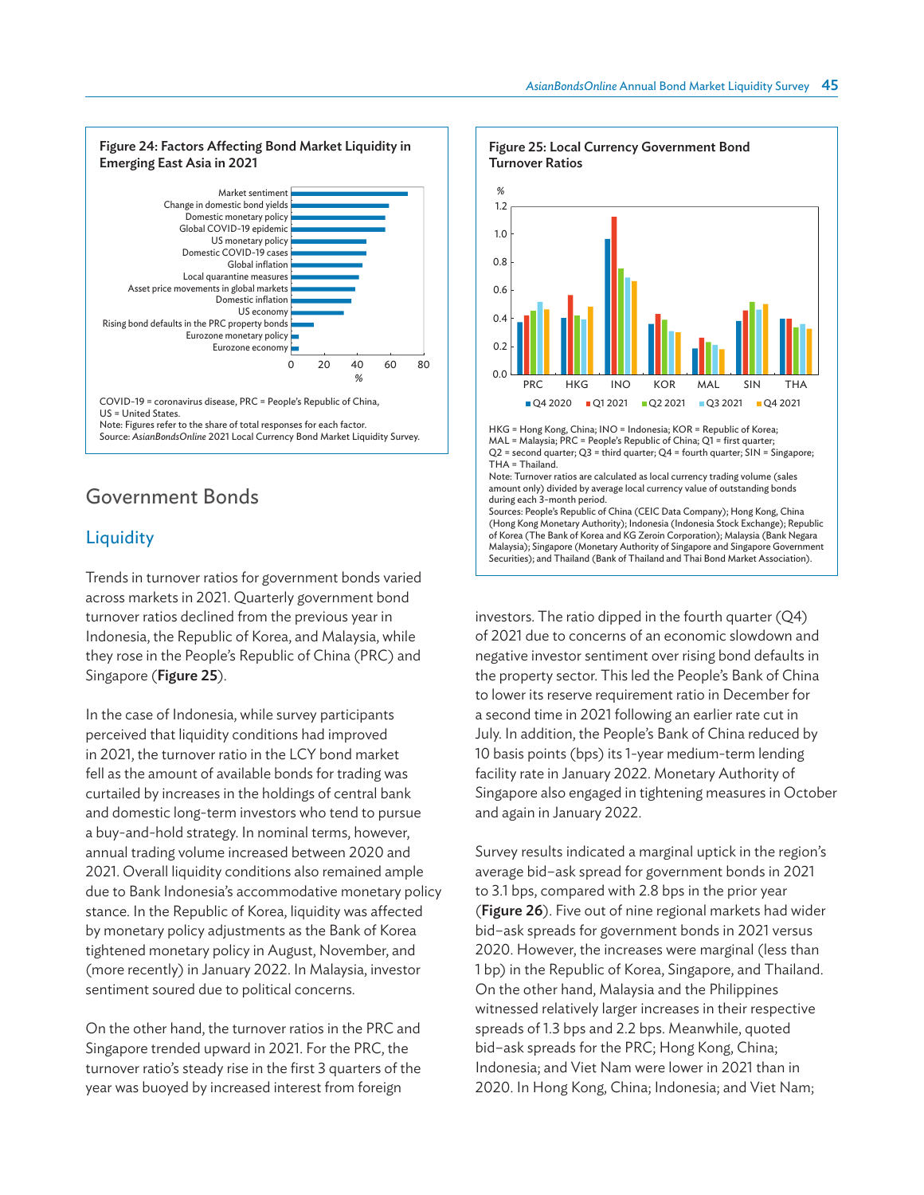**Figure 24: Factors Affecting Bond Market Liquidity in Emerging East Asia in 2021**

COVID-19 = coronavirus disease, PRC = People's Republic of China, US = United States.
Note: Figures refer to the share of total responses for each factor.
Source: *AsianBondsOnline* 2021 Local Currency Bond Market Liquidity Survey.

**Figure 25: Local Currency Government Bond Turnover Ratios**

HKG = Hong Kong, China; INO = Indonesia; KOR = Republic of Korea; MAL = Malaysia; PRC = People's Republic of China; Q1 = first quarter; Q2 = second quarter; Q3 = third quarter; Q4 = fourth quarter; SIN = Singapore; THA = Thailand.
Note: Turnover ratios are calculated as local currency trading volume (sales amount only) divided by average local currency value of outstanding bonds during each 3-month period.
Sources: People's Republic of China (CEIC Data Company); Hong Kong, China (Hong Kong Monetary Authority); Indonesia (Indonesia Stock Exchange); Republic of Korea (The Bank of Korea and KG Zeroin Corporation); Malaysia (Bank Negara Malaysia); Singapore (Monetary Authority of Singapore and Singapore Government Securities); and Thailand (Bank of Thailand and Thai Bond Market Association).

## Government Bonds

### Liquidity

Trends in turnover ratios for government bonds varied across markets in 2021. Quarterly government bond turnover ratios declined from the previous year in Indonesia, the Republic of Korea, and Malaysia, while they rose in the People's Republic of China (PRC) and Singapore (**Figure 25**).

In the case of Indonesia, while survey participants perceived that liquidity conditions had improved in 2021, the turnover ratio in the LCY bond market fell as the amount of available bonds for trading was curtailed by increases in the holdings of central bank and domestic long-term investors who tend to pursue a buy-and-hold strategy. In nominal terms, however, annual trading volume increased between 2020 and 2021. Overall liquidity conditions also remained ample due to Bank Indonesia's accommodative monetary policy stance. In the Republic of Korea, liquidity was affected by monetary policy adjustments as the Bank of Korea tightened monetary policy in August, November, and (more recently) in January 2022. In Malaysia, investor sentiment soured due to political concerns.

On the other hand, the turnover ratios in the PRC and Singapore trended upward in 2021. For the PRC, the turnover ratio's steady rise in the first 3 quarters of the year was buoyed by increased interest from foreign investors. The ratio dipped in the fourth quarter (Q4) of 2021 due to concerns of an economic slowdown and negative investor sentiment over rising bond defaults in the property sector. This led the People's Bank of China to lower its reserve requirement ratio in December for a second time in 2021 following an earlier rate cut in July. In addition, the People's Bank of China reduced by 10 basis points (bps) its 1-year medium-term lending facility rate in January 2022. Monetary Authority of Singapore also engaged in tightening measures in October and again in January 2022.

Survey results indicated a marginal uptick in the region's average bid–ask spread for government bonds in 2021 to 3.1 bps, compared with 2.8 bps in the prior year (**Figure 26**). Five out of nine regional markets had wider bid–ask spreads for government bonds in 2021 versus 2020. However, the increases were marginal (less than 1 bp) in the Republic of Korea, Singapore, and Thailand. On the other hand, Malaysia and the Philippines witnessed relatively larger increases in their respective spreads of 1.3 bps and 2.2 bps. Meanwhile, quoted bid–ask spreads for the PRC; Hong Kong, China; Indonesia; and Viet Nam were lower in 2021 than in 2020. In Hong Kong, China; Indonesia; and Viet Nam;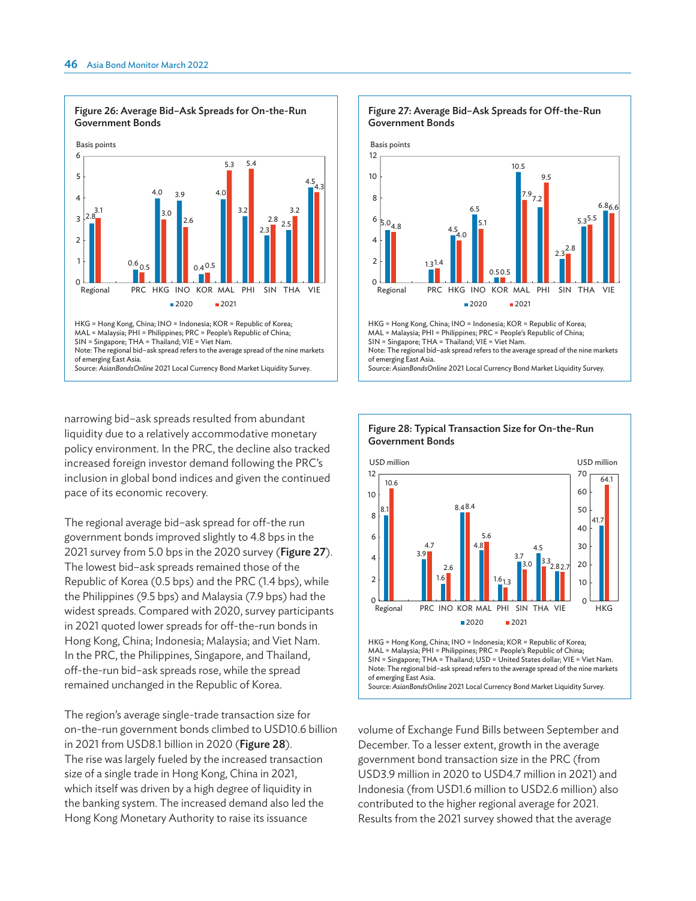**Figure 26: Average Bid–Ask Spreads for On-the-Run Government Bonds**

Basis points

| | 2020 | 2021 |
|---|---|---|
| Regional | 2.8 | 3.1 |
| PRC | 0.6 | 0.5 |
| HKG | 4.0 | 3.0 |
| INO | 3.9 | 2.6 |
| KOR | 0.4 | 0.5 |
| MAL | 4.0 | 5.3 |
| PHI | 3.2 | 5.4 |
| SIN | 2.3 | 2.8 |
| THA | 2.5 | 3.2 |
| VIE | 4.5 | 4.3 |

HKG = Hong Kong, China; INO = Indonesia; KOR = Republic of Korea; MAL = Malaysia; PHI = Philippines; PRC = People's Republic of China; SIN = Singapore; THA = Thailand; VIE = Viet Nam.
Note: The regional bid–ask spread refers to the average spread of the nine markets of emerging East Asia.
Source: *AsianBondsOnline* 2021 Local Currency Bond Market Liquidity Survey.

**Figure 27: Average Bid–Ask Spreads for Off-the-Run Government Bonds**

Basis points

| | 2020 | 2021 |
|---|---|---|
| Regional | 5.0 | 4.8 |
| PRC | 1.3 | 1.4 |
| HKG | 4.5 | 4.0 |
| INO | 6.5 | 5.1 |
| KOR | 0.5 | 0.5 |
| MAL | 10.5 | 7.9 |
| PHI | 7.2 | 9.5 |
| SIN | 2.3 | 2.8 |
| THA | 5.3 | 5.5 |
| VIE | 6.8 | 6.6 |

HKG = Hong Kong, China; INO = Indonesia; KOR = Republic of Korea; MAL = Malaysia; PHI = Philippines; PRC = People's Republic of China; SIN = Singapore; THA = Thailand; VIE = Viet Nam.
Note: The regional bid–ask spread refers to the average spread of the nine markets of emerging East Asia.
Source: *AsianBondsOnline* 2021 Local Currency Bond Market Liquidity Survey.

narrowing bid–ask spreads resulted from abundant liquidity due to a relatively accommodative monetary policy environment. In the PRC, the decline also tracked increased foreign investor demand following the PRC's inclusion in global bond indices and given the continued pace of its economic recovery.

The regional average bid–ask spread for off-the run government bonds improved slightly to 4.8 bps in the 2021 survey from 5.0 bps in the 2020 survey (**Figure 27**). The lowest bid–ask spreads remained those of the Republic of Korea (0.5 bps) and the PRC (1.4 bps), while the Philippines (9.5 bps) and Malaysia (7.9 bps) had the widest spreads. Compared with 2020, survey participants in 2021 quoted lower spreads for off-the-run bonds in Hong Kong, China; Indonesia; Malaysia; and Viet Nam. In the PRC, the Philippines, Singapore, and Thailand, off-the-run bid–ask spreads rose, while the spread remained unchanged in the Republic of Korea.

The region's average single-trade transaction size for on-the-run government bonds climbed to USD10.6 billion in 2021 from USD8.1 billion in 2020 (**Figure 28**). The rise was largely fueled by the increased transaction size of a single trade in Hong Kong, China in 2021, which itself was driven by a high degree of liquidity in the banking system. The increased demand also led the Hong Kong Monetary Authority to raise its issuance

**Figure 28: Typical Transaction Size for On-the-Run Government Bonds**

USD million

| | 2020 | 2021 |
|---|---|---|
| Regional | 8.1 | 10.6 |
| PRC | 3.9 | 4.7 |
| INO | 1.6 | 2.6 |
| KOR | 8.4 | 8.4 |
| MAL | 4.8 | 5.6 |
| PHI | 1.6 | 1.3 |
| SIN | 3.7 | 3.0 |
| THA | 4.5 | 3.3 |
| VIE | 2.8 | 2.7 |
| HKG (right axis) | 41.7 | 64.1 |

HKG = Hong Kong, China; INO = Indonesia; KOR = Republic of Korea; MAL = Malaysia; PHI = Philippines; PRC = People's Republic of China; SIN = Singapore; THA = Thailand; USD = United States dollar; VIE = Viet Nam.
Note: The regional bid–ask spread refers to the average spread of the nine markets of emerging East Asia.
Source: *AsianBondsOnline* 2021 Local Currency Bond Market Liquidity Survey.

volume of Exchange Fund Bills between September and December. To a lesser extent, growth in the average government bond transaction size in the PRC (from USD3.9 million in 2020 to USD4.7 million in 2021) and Indonesia (from USD1.6 million to USD2.6 million) also contributed to the higher regional average for 2021. Results from the 2021 survey showed that the average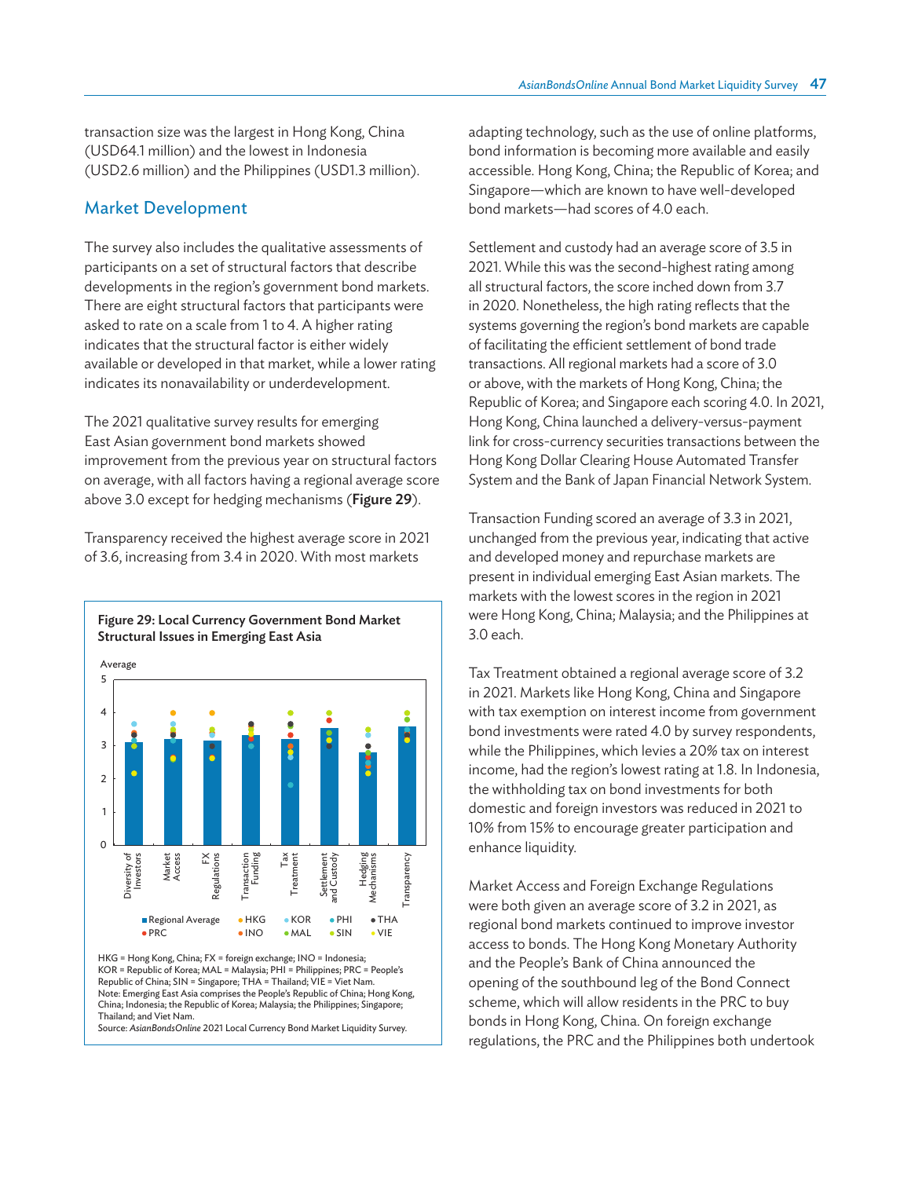transaction size was the largest in Hong Kong, China (USD64.1 million) and the lowest in Indonesia (USD2.6 million) and the Philippines (USD1.3 million).

## Market Development

The survey also includes the qualitative assessments of participants on a set of structural factors that describe developments in the region's government bond markets. There are eight structural factors that participants were asked to rate on a scale from 1 to 4. A higher rating indicates that the structural factor is either widely available or developed in that market, while a lower rating indicates its nonavailability or underdevelopment.

The 2021 qualitative survey results for emerging East Asian government bond markets showed improvement from the previous year on structural factors on average, with all factors having a regional average score above 3.0 except for hedging mechanisms (**Figure 29**).

Transparency received the highest average score in 2021 of 3.6, increasing from 3.4 in 2020. With most markets adapting technology, such as the use of online platforms, bond information is becoming more available and easily accessible. Hong Kong, China; the Republic of Korea; and Singapore—which are known to have well-developed bond markets—had scores of 4.0 each.

**Figure 29: Local Currency Government Bond Market Structural Issues in Emerging East Asia**

HKG = Hong Kong, China; FX = foreign exchange; INO = Indonesia; KOR = Republic of Korea; MAL = Malaysia; PHI = Philippines; PRC = People's Republic of China; SIN = Singapore; THA = Thailand; VIE = Viet Nam.
Note: Emerging East Asia comprises the People's Republic of China; Hong Kong, China; Indonesia; the Republic of Korea; Malaysia; the Philippines; Singapore; Thailand; and Viet Nam.
Source: *AsianBondsOnline* 2021 Local Currency Bond Market Liquidity Survey.

Settlement and custody had an average score of 3.5 in 2021. While this was the second-highest rating among all structural factors, the score inched down from 3.7 in 2020. Nonetheless, the high rating reflects that the systems governing the region's bond markets are capable of facilitating the efficient settlement of bond trade transactions. All regional markets had a score of 3.0 or above, with the markets of Hong Kong, China; the Republic of Korea; and Singapore each scoring 4.0. In 2021, Hong Kong, China launched a delivery-versus-payment link for cross-currency securities transactions between the Hong Kong Dollar Clearing House Automated Transfer System and the Bank of Japan Financial Network System.

Transaction Funding scored an average of 3.3 in 2021, unchanged from the previous year, indicating that active and developed money and repurchase markets are present in individual emerging East Asian markets. The markets with the lowest scores in the region in 2021 were Hong Kong, China; Malaysia; and the Philippines at 3.0 each.

Tax Treatment obtained a regional average score of 3.2 in 2021. Markets like Hong Kong, China and Singapore with tax exemption on interest income from government bond investments were rated 4.0 by survey respondents, while the Philippines, which levies a 20% tax on interest income, had the region's lowest rating at 1.8. In Indonesia, the withholding tax on bond investments for both domestic and foreign investors was reduced in 2021 to 10% from 15% to encourage greater participation and enhance liquidity.

Market Access and Foreign Exchange Regulations were both given an average score of 3.2 in 2021, as regional bond markets continued to improve investor access to bonds. The Hong Kong Monetary Authority and the People's Bank of China announced the opening of the southbound leg of the Bond Connect scheme, which will allow residents in the PRC to buy bonds in Hong Kong, China. On foreign exchange regulations, the PRC and the Philippines both undertook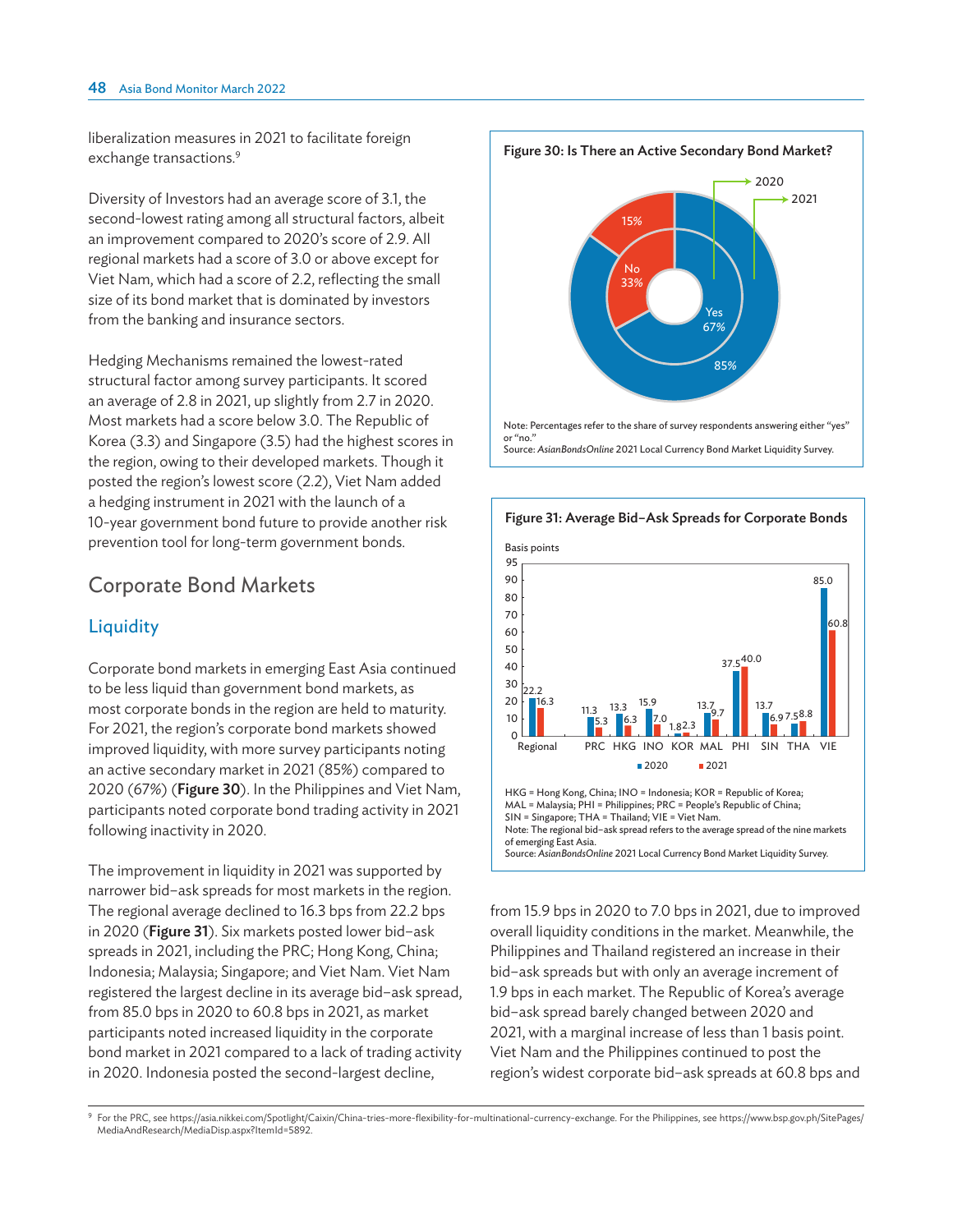liberalization measures in 2021 to facilitate foreign exchange transactions.[9]

Diversity of Investors had an average score of 3.1, the second-lowest rating among all structural factors, albeit an improvement compared to 2020's score of 2.9. All regional markets had a score of 3.0 or above except for Viet Nam, which had a score of 2.2, reflecting the small size of its bond market that is dominated by investors from the banking and insurance sectors.

Hedging Mechanisms remained the lowest-rated structural factor among survey participants. It scored an average of 2.8 in 2021, up slightly from 2.7 in 2020. Most markets had a score below 3.0. The Republic of Korea (3.3) and Singapore (3.5) had the highest scores in the region, owing to their developed markets. Though it posted the region's lowest score (2.2), Viet Nam added a hedging instrument in 2021 with the launch of a 10-year government bond future to provide another risk prevention tool for long-term government bonds.

## Corporate Bond Markets

### Liquidity

Corporate bond markets in emerging East Asia continued to be less liquid than government bond markets, as most corporate bonds in the region are held to maturity. For 2021, the region's corporate bond markets showed improved liquidity, with more survey participants noting an active secondary market in 2021 (85%) compared to 2020 (67%) (**Figure 30**). In the Philippines and Viet Nam, participants noted corporate bond trading activity in 2021 following inactivity in 2020.

**Figure 30: Is There an Active Secondary Bond Market?**

| | Yes | No |
|---|---|---|
| 2020 | 67% | 33% |
| 2021 | 85% | 15% |

Note: Percentages refer to the share of survey respondents answering either "yes" or "no."

Source: *AsianBondsOnline* 2021 Local Currency Bond Market Liquidity Survey.

The improvement in liquidity in 2021 was supported by narrower bid–ask spreads for most markets in the region. The regional average declined to 16.3 bps from 22.2 bps in 2020 (**Figure 31**). Six markets posted lower bid–ask spreads in 2021, including the PRC; Hong Kong, China; Indonesia; Malaysia; Singapore; and Viet Nam. Viet Nam registered the largest decline in its average bid–ask spread, from 85.0 bps in 2020 to 60.8 bps in 2021, as market participants noted increased liquidity in the corporate bond market in 2021 compared to a lack of trading activity in 2020. Indonesia posted the second-largest decline, from 15.9 bps in 2020 to 7.0 bps in 2021, due to improved overall liquidity conditions in the market. Meanwhile, the Philippines and Thailand registered an increase in their bid–ask spreads but with only an average increment of 1.9 bps in each market. The Republic of Korea's average bid–ask spread barely changed between 2020 and 2021, with a marginal increase of less than 1 basis point. Viet Nam and the Philippines continued to post the region's widest corporate bid–ask spreads at 60.8 bps and

**Figure 31: Average Bid–Ask Spreads for Corporate Bonds**

Basis points

| | 2020 | 2021 |
|---|---|---|
| Regional | 22.2 | 16.3 |
| PRC | 11.3 | 5.3 |
| HKG | 13.3 | 6.3 |
| INO | 15.9 | 7.0 |
| KOR | 1.8 | 2.3 |
| MAL | 13.7 | 9.7 |
| PHI | 37.5 | 40.0 |
| SIN | 13.7 | 6.9 |
| THA | 7.5 | 8.8 |
| VIE | 85.0 | 60.8 |

HKG = Hong Kong, China; INO = Indonesia; KOR = Republic of Korea; MAL = Malaysia; PHI = Philippines; PRC = People's Republic of China; SIN = Singapore; THA = Thailand; VIE = Viet Nam.

Note: The regional bid–ask spread refers to the average spread of the nine markets of emerging East Asia.

Source: *AsianBondsOnline* 2021 Local Currency Bond Market Liquidity Survey.

[9] For the PRC, see https://asia.nikkei.com/Spotlight/Caixin/China-tries-more-flexibility-for-multinational-currency-exchange. For the Philippines, see https://www.bsp.gov.ph/SitePages/MediaAndResearch/MediaDisp.aspx?ItemId=5892.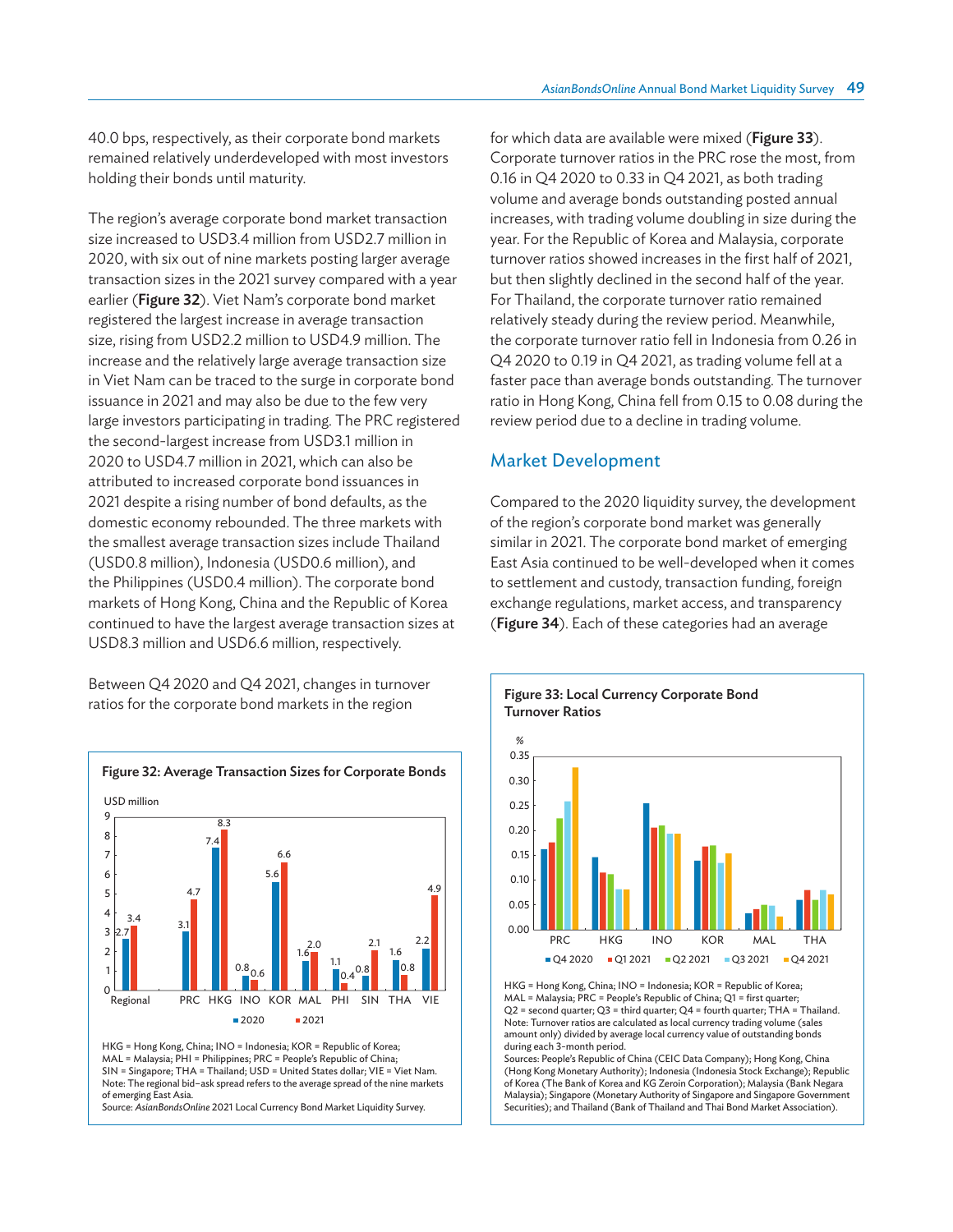40.0 bps, respectively, as their corporate bond markets remained relatively underdeveloped with most investors holding their bonds until maturity.

The region's average corporate bond market transaction size increased to USD3.4 million from USD2.7 million in 2020, with six out of nine markets posting larger average transaction sizes in the 2021 survey compared with a year earlier (**Figure 32**). Viet Nam's corporate bond market registered the largest increase in average transaction size, rising from USD2.2 million to USD4.9 million. The increase and the relatively large average transaction size in Viet Nam can be traced to the surge in corporate bond issuance in 2021 and may also be due to the few very large investors participating in trading. The PRC registered the second-largest increase from USD3.1 million in 2020 to USD4.7 million in 2021, which can also be attributed to increased corporate bond issuances in 2021 despite a rising number of bond defaults, as the domestic economy rebounded. The three markets with the smallest average transaction sizes include Thailand (USD0.8 million), Indonesia (USD0.6 million), and the Philippines (USD0.4 million). The corporate bond markets of Hong Kong, China and the Republic of Korea continued to have the largest average transaction sizes at USD8.3 million and USD6.6 million, respectively.

Between Q4 2020 and Q4 2021, changes in turnover ratios for the corporate bond markets in the region for which data are available were mixed (**Figure 33**). Corporate turnover ratios in the PRC rose the most, from 0.16 in Q4 2020 to 0.33 in Q4 2021, as both trading volume and average bonds outstanding posted annual increases, with trading volume doubling in size during the year. For the Republic of Korea and Malaysia, corporate turnover ratios showed increases in the first half of 2021, but then slightly declined in the second half of the year. For Thailand, the corporate turnover ratio remained relatively steady during the review period. Meanwhile, the corporate turnover ratio fell in Indonesia from 0.26 in Q4 2020 to 0.19 in Q4 2021, as trading volume fell at a faster pace than average bonds outstanding. The turnover ratio in Hong Kong, China fell from 0.15 to 0.08 during the review period due to a decline in trading volume.

## Market Development

Compared to the 2020 liquidity survey, the development of the region's corporate bond market was generally similar in 2021. The corporate bond market of emerging East Asia continued to be well-developed when it comes to settlement and custody, transaction funding, foreign exchange regulations, market access, and transparency (**Figure 34**). Each of these categories had an average

**Figure 32: Average Transaction Sizes for Corporate Bonds**

USD million

| | Regional | PRC | HKG | INO | KOR | MAL | PHI | SIN | THA | VIE |
|---|---|---|---|---|---|---|---|---|---|---|
| 2020 | 2.7 | 3.1 | 7.4 | 0.8 | 5.6 | 1.6 | 1.1 | 0.8 | 1.6 | 2.2 |
| 2021 | 3.4 | 4.7 | 8.3 | 0.6 | 6.6 | 2.0 | 0.4 | 2.1 | 0.8 | 4.9 |

HKG = Hong Kong, China; INO = Indonesia; KOR = Republic of Korea; MAL = Malaysia; PHI = Philippines; PRC = People's Republic of China; SIN = Singapore; THA = Thailand; USD = United States dollar; VIE = Viet Nam.
Note: The regional bid–ask spread refers to the average spread of the nine markets of emerging East Asia.
Source: *AsianBondsOnline* 2021 Local Currency Bond Market Liquidity Survey.

**Figure 33: Local Currency Corporate Bond Turnover Ratios**

%

Markets: PRC, HKG, INO, KOR, MAL, THA; series: Q4 2020, Q1 2021, Q2 2021, Q3 2021, Q4 2021 (y-axis 0.00–0.35).

HKG = Hong Kong, China; INO = Indonesia; KOR = Republic of Korea; MAL = Malaysia; PRC = People's Republic of China; Q1 = first quarter; Q2 = second quarter; Q3 = third quarter; Q4 = fourth quarter; THA = Thailand.
Note: Turnover ratios are calculated as local currency trading volume (sales amount only) divided by average local currency value of outstanding bonds during each 3-month period.
Sources: People's Republic of China (CEIC Data Company); Hong Kong, China (Hong Kong Monetary Authority); Indonesia (Indonesia Stock Exchange); Republic of Korea (The Bank of Korea and KG Zeroin Corporation); Malaysia (Bank Negara Malaysia); Singapore (Monetary Authority of Singapore and Singapore Government Securities); and Thailand (Bank of Thailand and Thai Bond Market Association).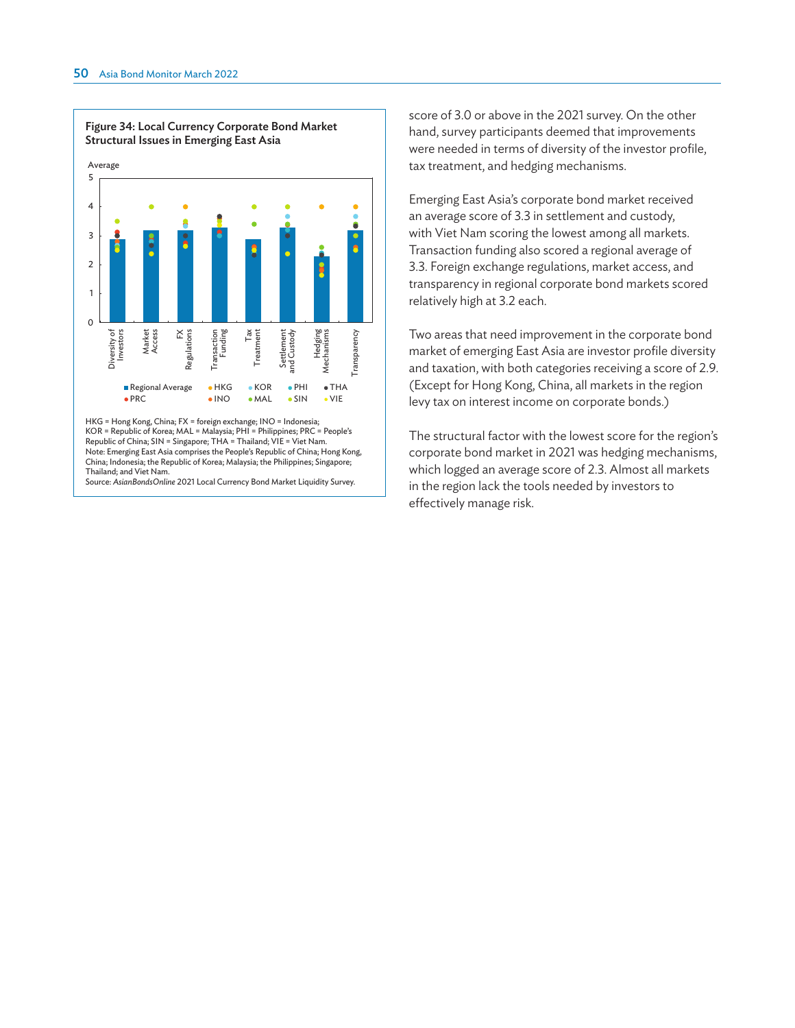**Figure 34: Local Currency Corporate Bond Market Structural Issues in Emerging East Asia**

Average

5

4

3

2

1

0

Diversity of Investors

Market Access

FX Regulations

Transaction Funding

Tax Treatment

Settlement and Custody

Hedging Mechanisms

Transparency

Regional Average, HKG, KOR, PHI, THA, PRC, INO, MAL, SIN, VIE

HKG = Hong Kong, China; FX = foreign exchange; INO = Indonesia; KOR = Republic of Korea; MAL = Malaysia; PHI = Philippines; PRC = People's Republic of China; SIN = Singapore; THA = Thailand; VIE = Viet Nam.

Note: Emerging East Asia comprises the People's Republic of China; Hong Kong, China; Indonesia; the Republic of Korea; Malaysia; the Philippines; Singapore; Thailand; and Viet Nam.

Source: *AsianBondsOnline* 2021 Local Currency Bond Market Liquidity Survey.

score of 3.0 or above in the 2021 survey. On the other hand, survey participants deemed that improvements were needed in terms of diversity of the investor profile, tax treatment, and hedging mechanisms.

Emerging East Asia's corporate bond market received an average score of 3.3 in settlement and custody, with Viet Nam scoring the lowest among all markets. Transaction funding also scored a regional average of 3.3. Foreign exchange regulations, market access, and transparency in regional corporate bond markets scored relatively high at 3.2 each.

Two areas that need improvement in the corporate bond market of emerging East Asia are investor profile diversity and taxation, with both categories receiving a score of 2.9. (Except for Hong Kong, China, all markets in the region levy tax on interest income on corporate bonds.)

The structural factor with the lowest score for the region's corporate bond market in 2021 was hedging mechanisms, which logged an average score of 2.3. Almost all markets in the region lack the tools needed by investors to effectively manage risk.